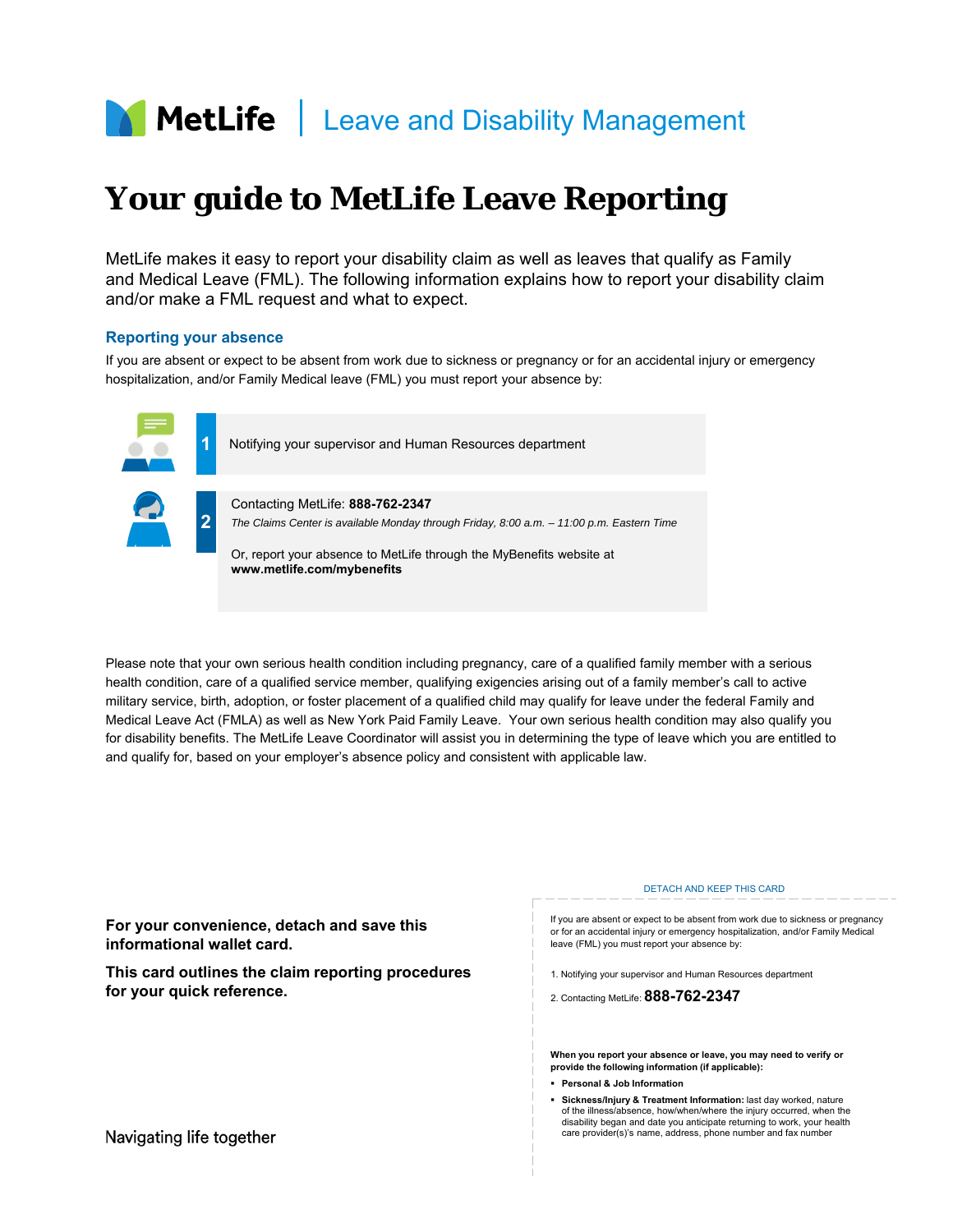MetLife | Leave and Disability Management

# Your guide to MetLife Leave Reporting

MetLife makes it easy to report your disability claim as well as leaves that qualify as Family and Medical Leave (FML). The following information explains how to report your disability claim and/or make a FML request and what to expect.

## Reporting your absence

If you are absent or expect to be absent from work due to sickness or pregnancy or for an accidental injury or emergency hospitalization, and/or Family Medical leave (FML) you must report your absence by:

1. Notifying your supervisor and Human Resources department

2. Contacting MetLife: **888-762-2347**

   *The Claims Center is available Monday through Friday, 8:00 a.m. – 11:00 p.m. Eastern Time*

   Or, report your absence to MetLife through the MyBenefits website at **www.metlife.com/mybenefits**

Please note that your own serious health condition including pregnancy, care of a qualified family member with a serious health condition, care of a qualified service member, qualifying exigencies arising out of a family member's call to active military service, birth, adoption, or foster placement of a qualified child may qualify for leave under the federal Family and Medical Leave Act (FMLA) as well as New York Paid Family Leave. Your own serious health condition may also qualify you for disability benefits. The MetLife Leave Coordinator will assist you in determining the type of leave which you are entitled to and qualify for, based on your employer's absence policy and consistent with applicable law.

**For your convenience, detach and save this informational wallet card.**

**This card outlines the claim reporting procedures for your quick reference.**

Navigating life together

DETACH AND KEEP THIS CARD

If you are absent or expect to be absent from work due to sickness or pregnancy or for an accidental injury or emergency hospitalization, and/or Family Medical leave (FML) you must report your absence by:

1. Notifying your supervisor and Human Resources department
2. Contacting MetLife: **888-762-2347**

**When you report your absence or leave, you may need to verify or provide the following information (if applicable):**

- **Personal & Job Information**
- **Sickness/Injury & Treatment Information:** last day worked, nature of the illness/absence, how/when/where the injury occurred, when the disability began and date you anticipate returning to work, your health care provider(s)'s name, address, phone number and fax number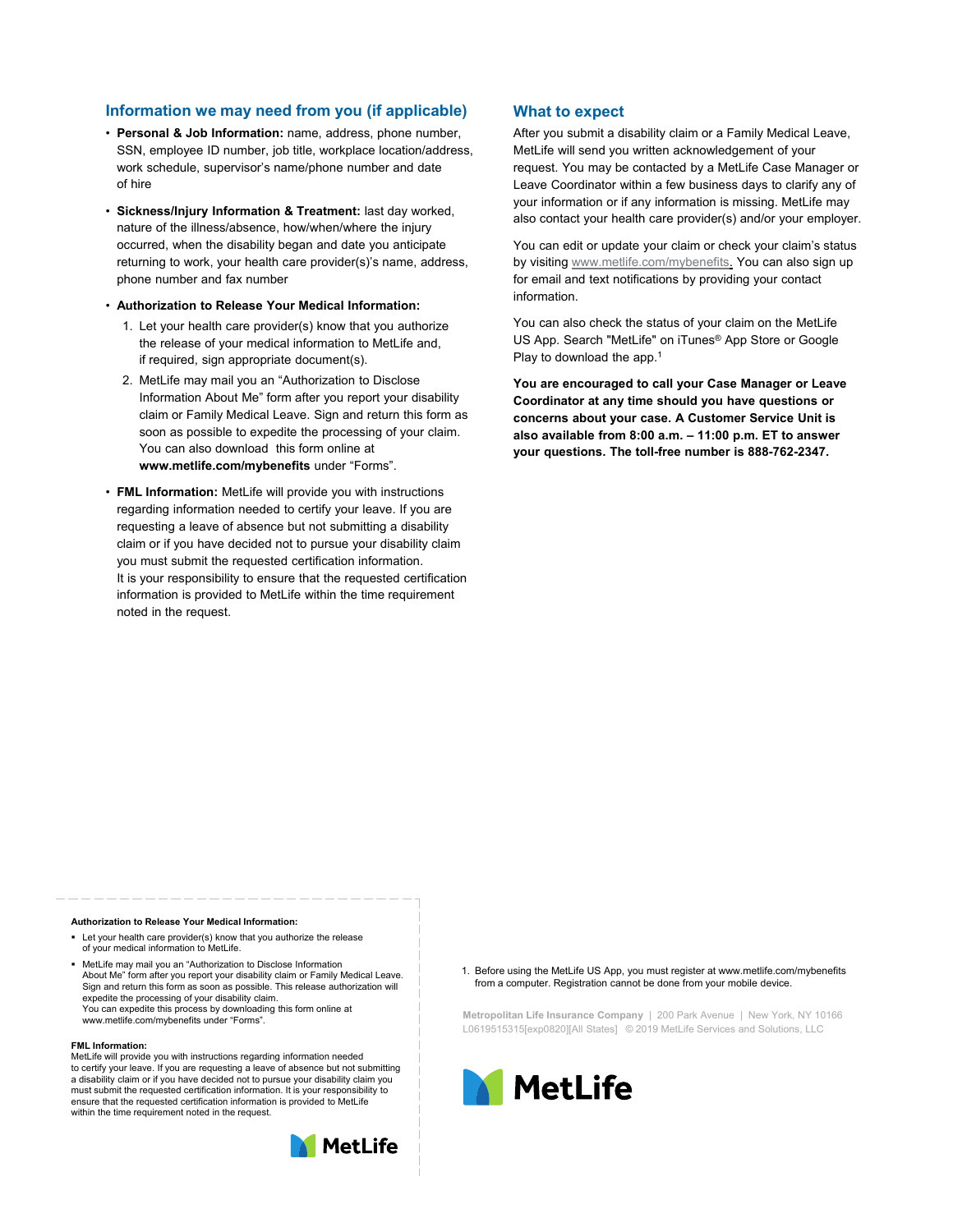## Information we may need from you (if applicable)

- **Personal & Job Information:** name, address, phone number, SSN, employee ID number, job title, workplace location/address, work schedule, supervisor's name/phone number and date of hire
- **Sickness/Injury Information & Treatment:** last day worked, nature of the illness/absence, how/when/where the injury occurred, when the disability began and date you anticipate returning to work, your health care provider(s)'s name, address, phone number and fax number
- **Authorization to Release Your Medical Information:**
  1. Let your health care provider(s) know that you authorize the release of your medical information to MetLife and, if required, sign appropriate document(s).
  2. MetLife may mail you an "Authorization to Disclose Information About Me" form after you report your disability claim or Family Medical Leave. Sign and return this form as soon as possible to expedite the processing of your claim. You can also download this form online at **www.metlife.com/mybenefits** under "Forms".
- **FML Information:** MetLife will provide you with instructions regarding information needed to certify your leave. If you are requesting a leave of absence but not submitting a disability claim or if you have decided not to pursue your disability claim you must submit the requested certification information. It is your responsibility to ensure that the requested certification information is provided to MetLife within the time requirement noted in the request.

## What to expect

After you submit a disability claim or a Family Medical Leave, MetLife will send you written acknowledgement of your request. You may be contacted by a MetLife Case Manager or Leave Coordinator within a few business days to clarify any of your information or if any information is missing. MetLife may also contact your health care provider(s) and/or your employer.

You can edit or update your claim or check your claim's status by visiting www.metlife.com/mybenefits. You can also sign up for email and text notifications by providing your contact information.

You can also check the status of your claim on the MetLife US App. Search "MetLife" on iTunes® App Store or Google Play to download the app.[1]

**You are encouraged to call your Case Manager or Leave Coordinator at any time should you have questions or concerns about your case. A Customer Service Unit is also available from 8:00 a.m. – 11:00 p.m. ET to answer your questions. The toll-free number is 888-762-2347.**

---

**Authorization to Release Your Medical Information:**

- Let your health care provider(s) know that you authorize the release of your medical information to MetLife.
- MetLife may mail you an "Authorization to Disclose Information About Me" form after you report your disability claim or Family Medical Leave. Sign and return this form as soon as possible. This release authorization will expedite the processing of your disability claim.
  You can expedite this process by downloading this form online at www.metlife.com/mybenefits under "Forms".

**FML Information:**
MetLife will provide you with instructions regarding information needed to certify your leave. If you are requesting a leave of absence but not submitting a disability claim or if you have decided not to pursue your disability claim you must submit the requested certification information. It is your responsibility to ensure that the requested certification information is provided to MetLife within the time requirement noted in the request.

MetLife

1. Before using the MetLife US App, you must register at www.metlife.com/mybenefits from a computer. Registration cannot be done from your mobile device.

**Metropolitan Life Insurance Company** | 200 Park Avenue | New York, NY 10166
L0619515315[exp0820][All States] © 2019 MetLife Services and Solutions, LLC

MetLife